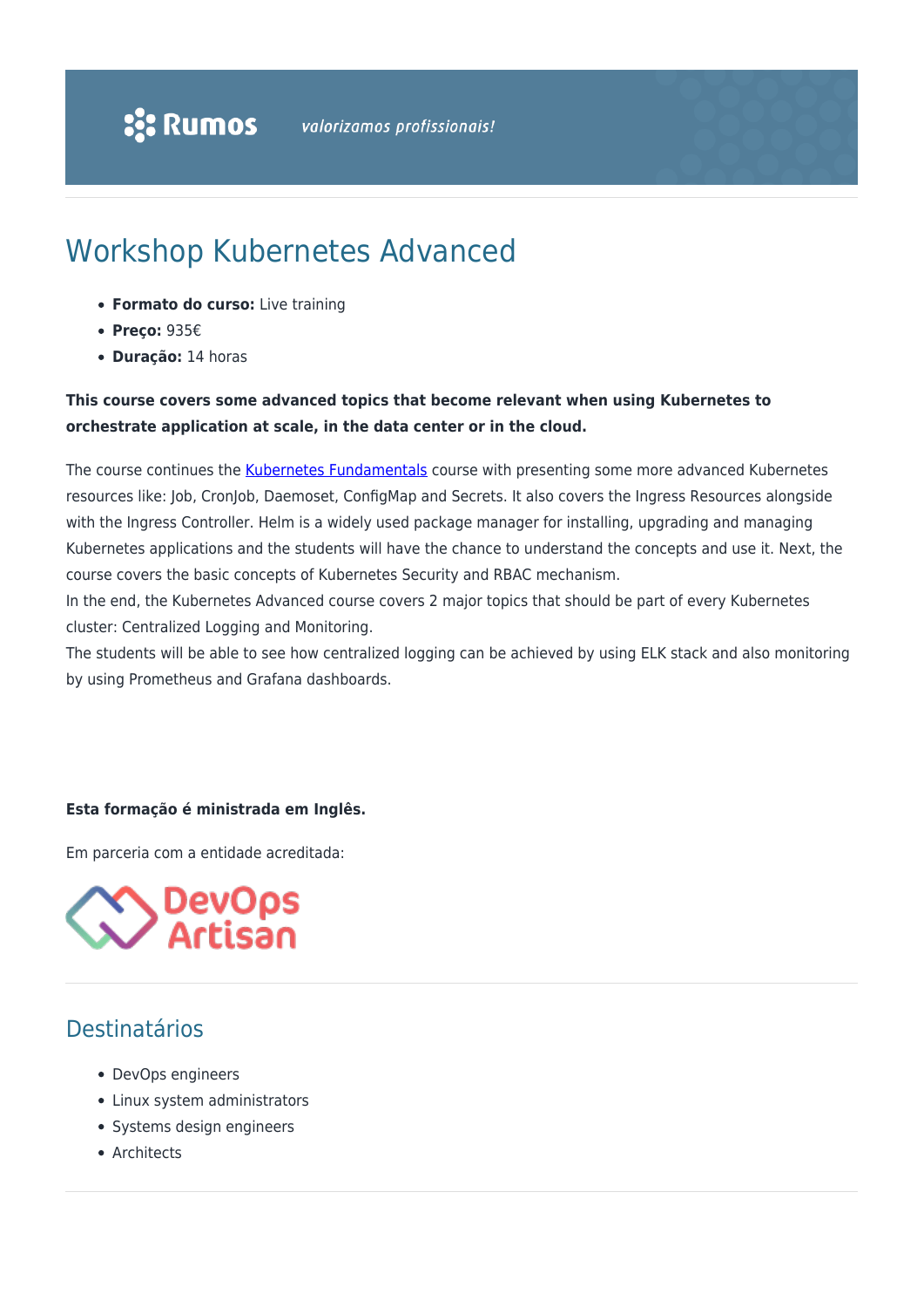# Workshop Kubernetes Advanced

- **Formato do curso:** Live training
- **Preço:** 935€
- **Duração:** 14 horas

**This course covers some advanced topics that become relevant when using Kubernetes to orchestrate application at scale, in the data center or in the cloud.**

The course continues the [Kubernetes Fundamentals](#) course with presenting some more advanced Kubernetes resources like: Job, CronJob, Daemoset, ConfigMap and Secrets. It also covers the Ingress Resources alongside with the Ingress Controller. Helm is a widely used package manager for installing, upgrading and managing Kubernetes applications and the students will have the chance to understand the concepts and use it. Next, the course covers the basic concepts of Kubernetes Security and RBAC mechanism.
In the end, the Kubernetes Advanced course covers 2 major topics that should be part of every Kubernetes cluster: Centralized Logging and Monitoring.
The students will be able to see how centralized logging can be achieved by using ELK stack and also monitoring by using Prometheus and Grafana dashboards.

**Esta formação é ministrada em Inglês.**

Em parceria com a entidade acreditada:

DevOps Artisan

## Destinatários

- DevOps engineers
- Linux system administrators
- Systems design engineers
- Architects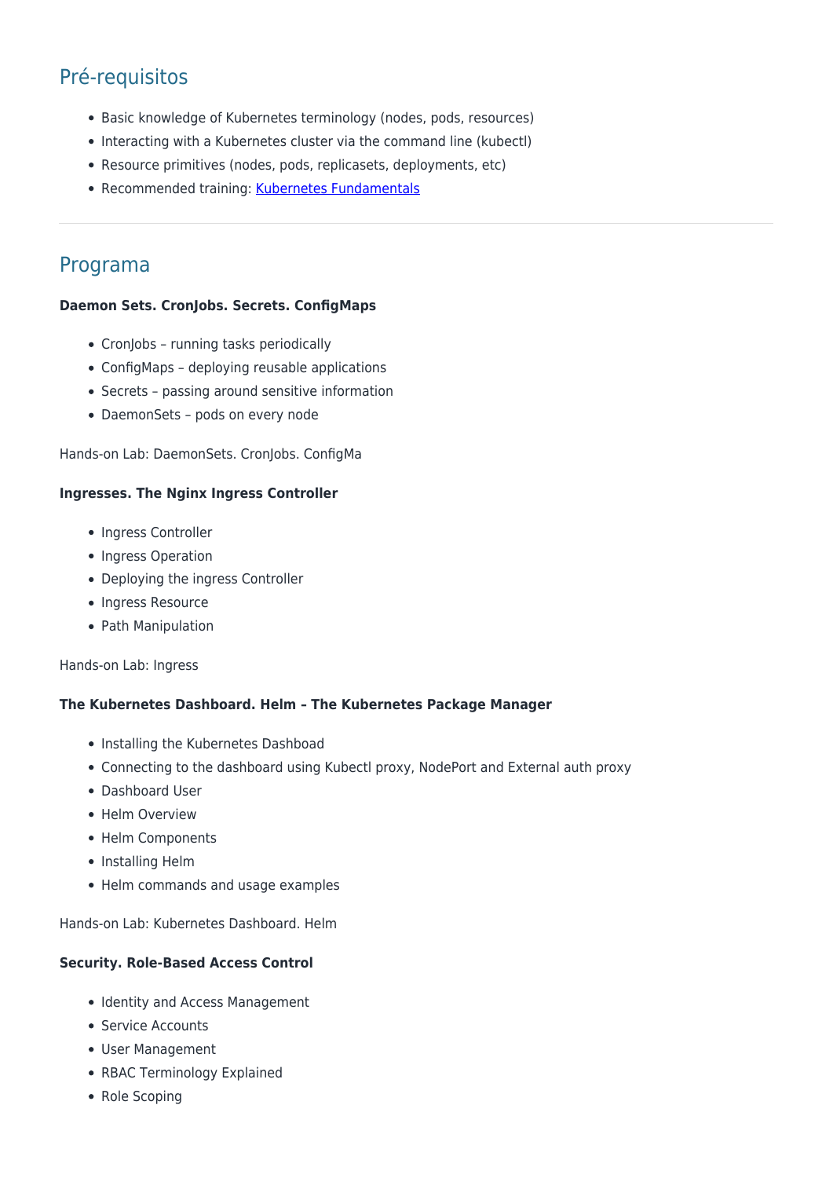## Pré-requisitos

- Basic knowledge of Kubernetes terminology (nodes, pods, resources)
- Interacting with a Kubernetes cluster via the command line (kubectl)
- Resource primitives (nodes, pods, replicasets, deployments, etc)
- Recommended training: Kubernetes Fundamentals

---

## Programa

**Daemon Sets. CronJobs. Secrets. ConfigMaps**

- CronJobs – running tasks periodically
- ConfigMaps – deploying reusable applications
- Secrets – passing around sensitive information
- DaemonSets – pods on every node

Hands-on Lab: DaemonSets. CronJobs. ConfigMa

**Ingresses. The Nginx Ingress Controller**

- Ingress Controller
- Ingress Operation
- Deploying the ingress Controller
- Ingress Resource
- Path Manipulation

Hands-on Lab: Ingress

**The Kubernetes Dashboard. Helm – The Kubernetes Package Manager**

- Installing the Kubernetes Dashboad
- Connecting to the dashboard using Kubectl proxy, NodePort and External auth proxy
- Dashboard User
- Helm Overview
- Helm Components
- Installing Helm
- Helm commands and usage examples

Hands-on Lab: Kubernetes Dashboard. Helm

**Security. Role-Based Access Control**

- Identity and Access Management
- Service Accounts
- User Management
- RBAC Terminology Explained
- Role Scoping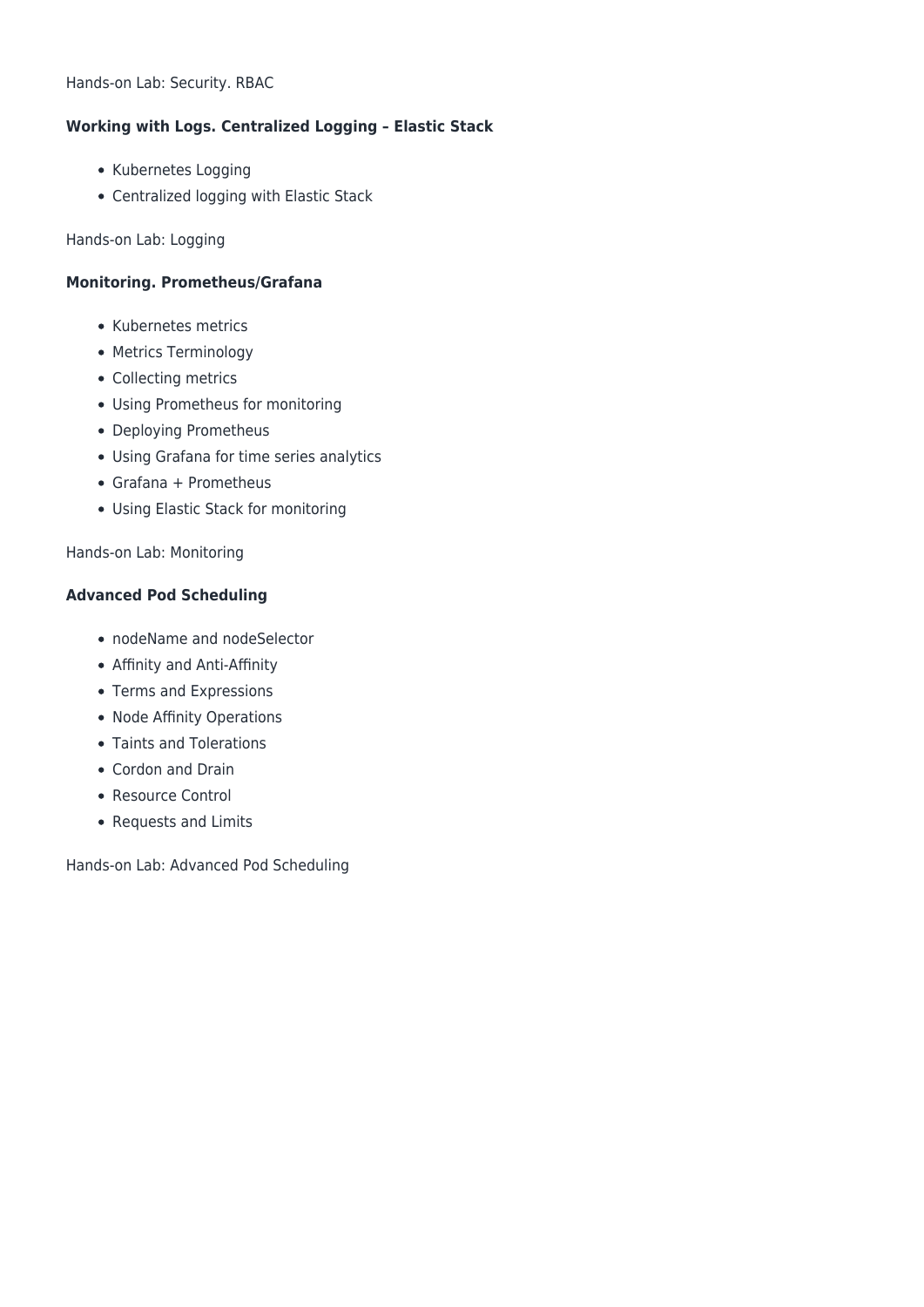Hands-on Lab: Security. RBAC

**Working with Logs. Centralized Logging – Elastic Stack**

- Kubernetes Logging
- Centralized logging with Elastic Stack

Hands-on Lab: Logging

**Monitoring. Prometheus/Grafana**

- Kubernetes metrics
- Metrics Terminology
- Collecting metrics
- Using Prometheus for monitoring
- Deploying Prometheus
- Using Grafana for time series analytics
- Grafana + Prometheus
- Using Elastic Stack for monitoring

Hands-on Lab: Monitoring

**Advanced Pod Scheduling**

- nodeName and nodeSelector
- Affinity and Anti-Affinity
- Terms and Expressions
- Node Affinity Operations
- Taints and Tolerations
- Cordon and Drain
- Resource Control
- Requests and Limits

Hands-on Lab: Advanced Pod Scheduling